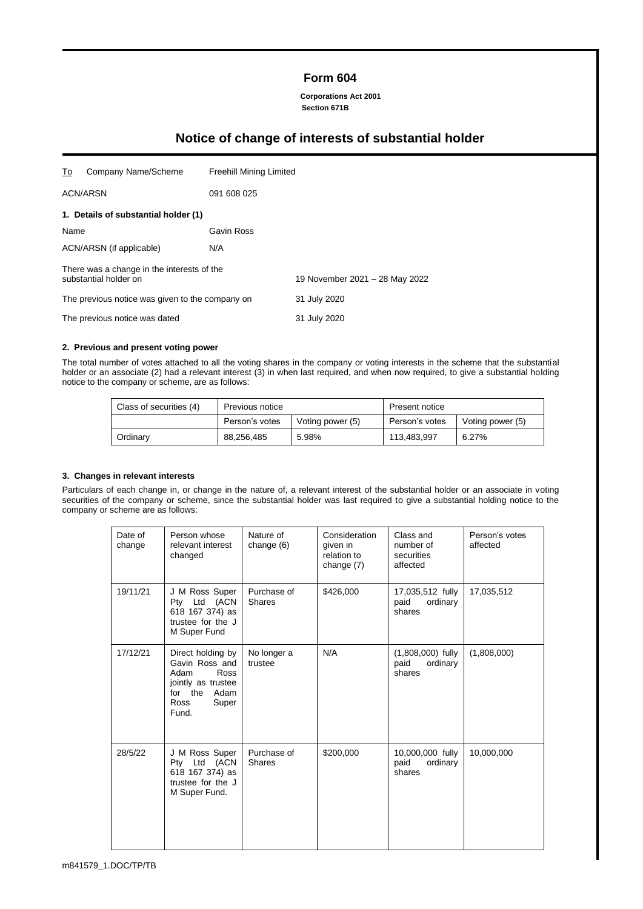# Form 604

**Corporations Act 2001**
**Section 671B**

## Notice of change of interests of substantial holder

| | | |
|---|---|---|
| To Company Name/Scheme | Freehill Mining Limited | |
| ACN/ARSN | 091 608 025 | |

### 1. Details of substantial holder (1)

| | | |
|---|---|---|
| Name | Gavin Ross | |
| ACN/ARSN (if applicable) | N/A | |
| There was a change in the interests of the substantial holder on | | 19 November 2021 – 28 May 2022 |
| The previous notice was given to the company on | | 31 July 2020 |
| The previous notice was dated | | 31 July 2020 |

### 2. Previous and present voting power

The total number of votes attached to all the voting shares in the company or voting interests in the scheme that the substantial holder or an associate (2) had a relevant interest (3) in when last required, and when now required, to give a substantial holding notice to the company or scheme, are as follows:

| Class of securities (4) | Previous notice | | Present notice | |
|---|---|---|---|---|
| | Person's votes | Voting power (5) | Person's votes | Voting power (5) |
| Ordinary | 88,256,485 | 5.98% | 113,483,997 | 6.27% |

### 3. Changes in relevant interests

Particulars of each change in, or change in the nature of, a relevant interest of the substantial holder or an associate in voting securities of the company or scheme, since the substantial holder was last required to give a substantial holding notice to the company or scheme are as follows:

| Date of change | Person whose relevant interest changed | Nature of change (6) | Consideration given in relation to change (7) | Class and number of securities affected | Person's votes affected |
|---|---|---|---|---|---|
| 19/11/21 | J M Ross Super Pty Ltd (ACN 618 167 374) as trustee for the J M Super Fund | Purchase of Shares | $426,000 | 17,035,512 fully paid ordinary shares | 17,035,512 |
| 17/12/21 | Direct holding by Gavin Ross and Adam Ross jointly as trustee for the Adam Ross Super Fund. | No longer a trustee | N/A | (1,808,000) fully paid ordinary shares | (1,808,000) |
| 28/5/22 | J M Ross Super Pty Ltd (ACN 618 167 374) as trustee for the J M Super Fund. | Purchase of Shares | $200,000 | 10,000,000 fully paid ordinary shares | 10,000,000 |

m841579_1.DOC/TP/TB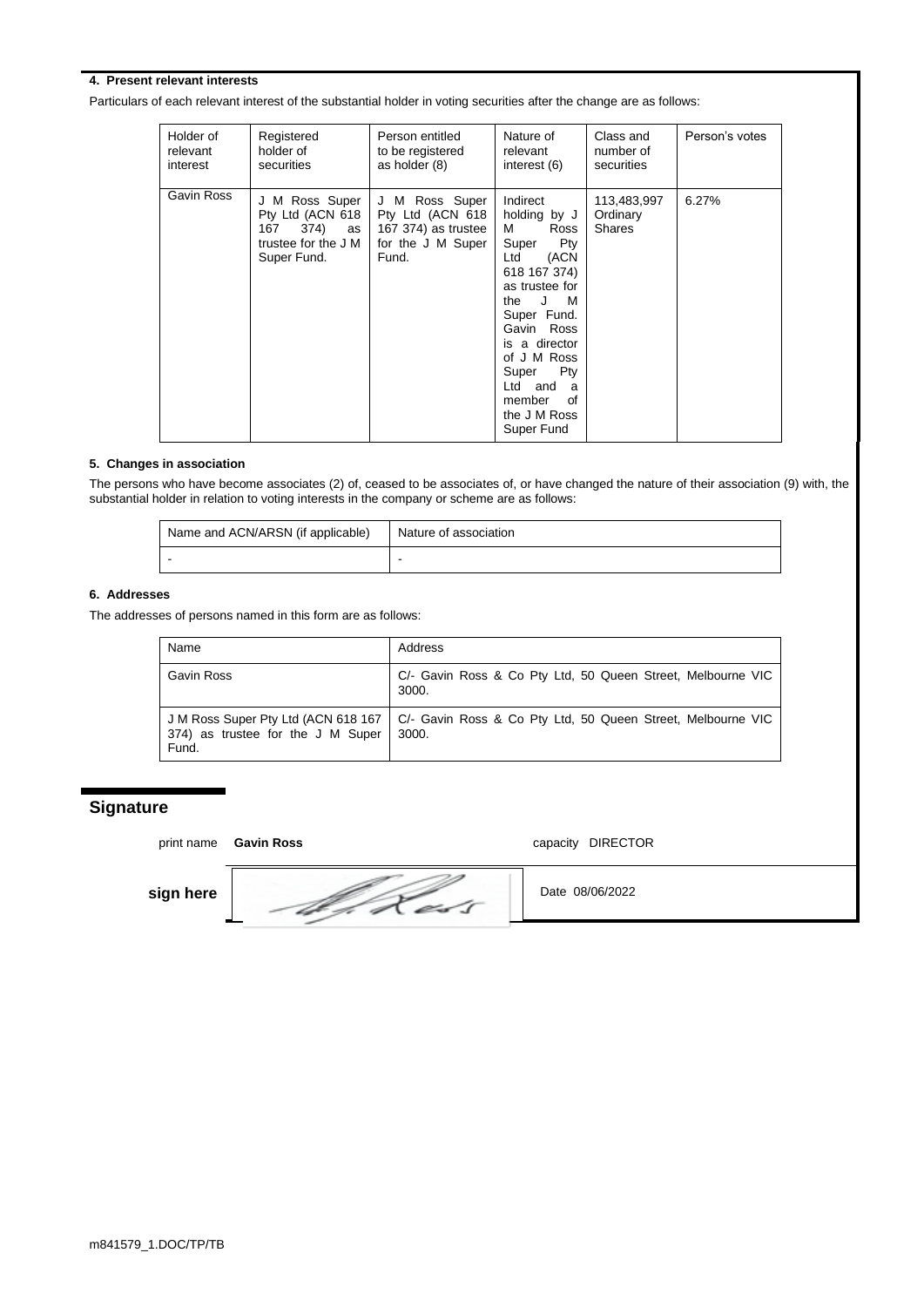#### 4. Present relevant interests

Particulars of each relevant interest of the substantial holder in voting securities after the change are as follows:

| Holder of relevant interest | Registered holder of securities | Person entitled to be registered as holder (8) | Nature of relevant interest (6) | Class and number of securities | Person's votes |
|---|---|---|---|---|---|
| Gavin Ross | J M Ross Super Pty Ltd (ACN 618 167 374) as trustee for the J M Super Fund. | J M Ross Super Pty Ltd (ACN 618 167 374) as trustee for the J M Super Fund. | Indirect holding by J M Ross Super Pty Ltd (ACN 618 167 374) as trustee for the J M Super Fund. Gavin Ross is a director of J M Ross Super Pty Ltd and a member of the J M Ross Super Fund | 113,483,997 Ordinary Shares | 6.27% |

#### 5. Changes in association

The persons who have become associates (2) of, ceased to be associates of, or have changed the nature of their association (9) with, the substantial holder in relation to voting interests in the company or scheme are as follows:

| Name and ACN/ARSN (if applicable) | Nature of association |
|---|---|
| - | - |

#### 6. Addresses

The addresses of persons named in this form are as follows:

| Name | Address |
|---|---|
| Gavin Ross | C/- Gavin Ross & Co Pty Ltd, 50 Queen Street, Melbourne VIC 3000. |
| J M Ross Super Pty Ltd (ACN 618 167 374) as trustee for the J M Super Fund. | C/- Gavin Ross & Co Pty Ltd, 50 Queen Street, Melbourne VIC 3000. |

## Signature

print name **Gavin Ross** capacity DIRECTOR

**sign here** Date 08/06/2022

m841579_1.DOC/TP/TB